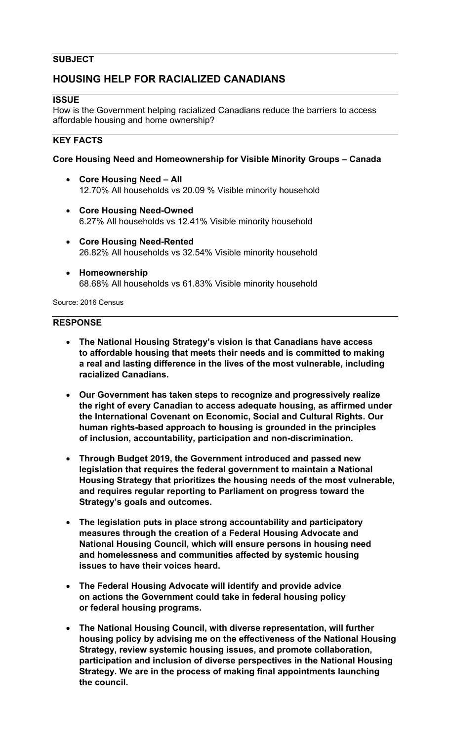**SUBJECT**

## HOUSING HELP FOR RACIALIZED CANADIANS

**ISSUE**

How is the Government helping racialized Canadians reduce the barriers to access affordable housing and home ownership?

**KEY FACTS**

**Core Housing Need and Homeownership for Visible Minority Groups – Canada**

- **Core Housing Need – All**
  12.70% All households vs 20.09 % Visible minority household

- **Core Housing Need-Owned**
  6.27% All households vs 12.41% Visible minority household

- **Core Housing Need-Rented**
  26.82% All households vs 32.54% Visible minority household

- **Homeownership**
  68.68% All households vs 61.83% Visible minority household

Source: 2016 Census

**RESPONSE**

- **The National Housing Strategy's vision is that Canadians have access to affordable housing that meets their needs and is committed to making a real and lasting difference in the lives of the most vulnerable, including racialized Canadians.**

- **Our Government has taken steps to recognize and progressively realize the right of every Canadian to access adequate housing, as affirmed under the International Covenant on Economic, Social and Cultural Rights. Our human rights-based approach to housing is grounded in the principles of inclusion, accountability, participation and non-discrimination.**

- **Through Budget 2019, the Government introduced and passed new legislation that requires the federal government to maintain a National Housing Strategy that prioritizes the housing needs of the most vulnerable, and requires regular reporting to Parliament on progress toward the Strategy's goals and outcomes.**

- **The legislation puts in place strong accountability and participatory measures through the creation of a Federal Housing Advocate and National Housing Council, which will ensure persons in housing need and homelessness and communities affected by systemic housing issues to have their voices heard.**

- **The Federal Housing Advocate will identify and provide advice on actions the Government could take in federal housing policy or federal housing programs.**

- **The National Housing Council, with diverse representation, will further housing policy by advising me on the effectiveness of the National Housing Strategy, review systemic housing issues, and promote collaboration, participation and inclusion of diverse perspectives in the National Housing Strategy. We are in the process of making final appointments launching the council.**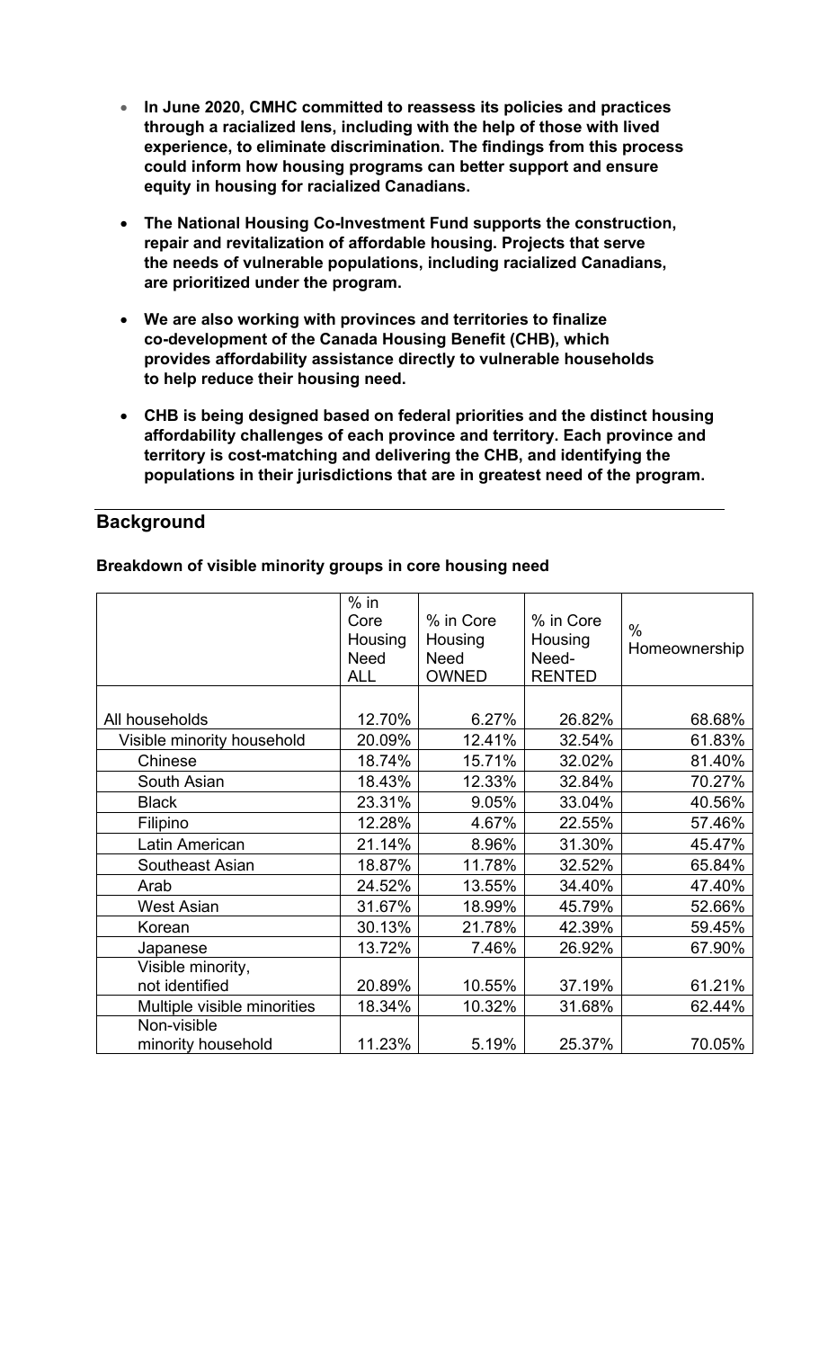- **In June 2020, CMHC committed to reassess its policies and practices through a racialized lens, including with the help of those with lived experience, to eliminate discrimination. The findings from this process could inform how housing programs can better support and ensure equity in housing for racialized Canadians.**
- **The National Housing Co-Investment Fund supports the construction, repair and revitalization of affordable housing. Projects that serve the needs of vulnerable populations, including racialized Canadians, are prioritized under the program.**
- **We are also working with provinces and territories to finalize co-development of the Canada Housing Benefit (CHB), which provides affordability assistance directly to vulnerable households to help reduce their housing need.**
- **CHB is being designed based on federal priorities and the distinct housing affordability challenges of each province and territory. Each province and territory is cost-matching and delivering the CHB, and identifying the populations in their jurisdictions that are in greatest need of the program.**

## Background

**Breakdown of visible minority groups in core housing need**

| | % in Core Housing Need ALL | % in Core Housing Need OWNED | % in Core Housing Need-RENTED | % Homeownership |
|---|---|---|---|---|
| All households | 12.70% | 6.27% | 26.82% | 68.68% |
| Visible minority household | 20.09% | 12.41% | 32.54% | 61.83% |
| Chinese | 18.74% | 15.71% | 32.02% | 81.40% |
| South Asian | 18.43% | 12.33% | 32.84% | 70.27% |
| Black | 23.31% | 9.05% | 33.04% | 40.56% |
| Filipino | 12.28% | 4.67% | 22.55% | 57.46% |
| Latin American | 21.14% | 8.96% | 31.30% | 45.47% |
| Southeast Asian | 18.87% | 11.78% | 32.52% | 65.84% |
| Arab | 24.52% | 13.55% | 34.40% | 47.40% |
| West Asian | 31.67% | 18.99% | 45.79% | 52.66% |
| Korean | 30.13% | 21.78% | 42.39% | 59.45% |
| Japanese | 13.72% | 7.46% | 26.92% | 67.90% |
| Visible minority, not identified | 20.89% | 10.55% | 37.19% | 61.21% |
| Multiple visible minorities | 18.34% | 10.32% | 31.68% | 62.44% |
| Non-visible minority household | 11.23% | 5.19% | 25.37% | 70.05% |